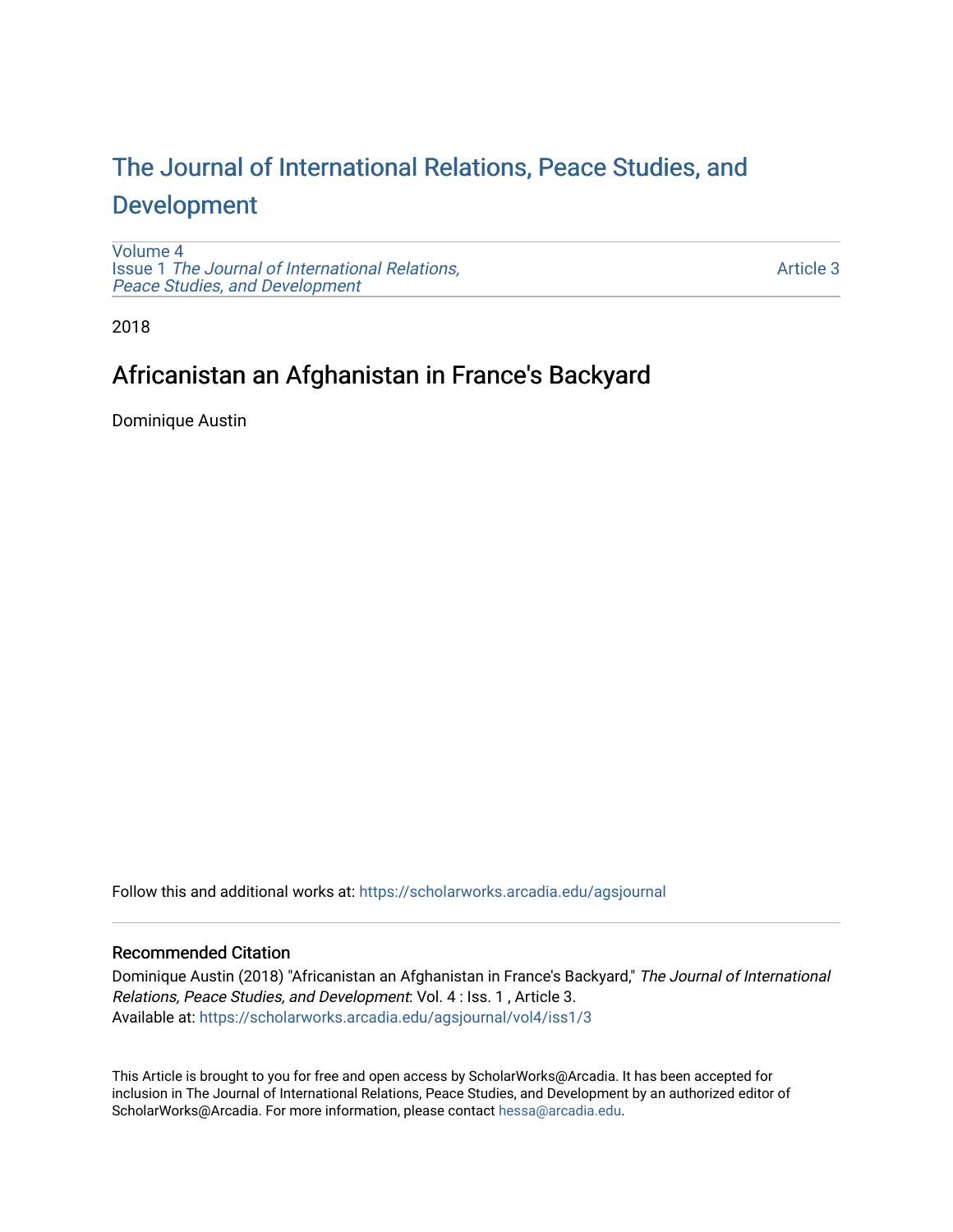# The Journal of International Relations, Peace Studies, and Development

Volume 4
Issue 1 *The Journal of International Relations, Peace Studies, and Development*

Article 3

2018

## Africanistan an Afghanistan in France's Backyard

Dominique Austin

Follow this and additional works at: https://scholarworks.arcadia.edu/agsjournal

### Recommended Citation

Dominique Austin (2018) "Africanistan an Afghanistan in France's Backyard," *The Journal of International Relations, Peace Studies, and Development*: Vol. 4 : Iss. 1 , Article 3.
Available at: https://scholarworks.arcadia.edu/agsjournal/vol4/iss1/3

This Article is brought to you for free and open access by ScholarWorks@Arcadia. It has been accepted for inclusion in The Journal of International Relations, Peace Studies, and Development by an authorized editor of ScholarWorks@Arcadia. For more information, please contact hessa@arcadia.edu.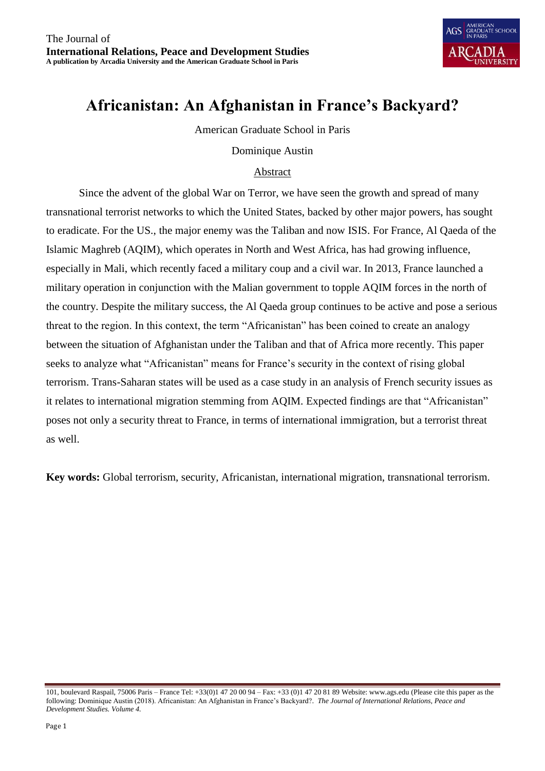# Africanistan: An Afghanistan in France's Backyard?

American Graduate School in Paris

Dominique Austin

Abstract

Since the advent of the global War on Terror, we have seen the growth and spread of many transnational terrorist networks to which the United States, backed by other major powers, has sought to eradicate. For the US., the major enemy was the Taliban and now ISIS. For France, Al Qaeda of the Islamic Maghreb (AQIM), which operates in North and West Africa, has had growing influence, especially in Mali, which recently faced a military coup and a civil war. In 2013, France launched a military operation in conjunction with the Malian government to topple AQIM forces in the north of the country. Despite the military success, the Al Qaeda group continues to be active and pose a serious threat to the region. In this context, the term "Africanistan" has been coined to create an analogy between the situation of Afghanistan under the Taliban and that of Africa more recently. This paper seeks to analyze what "Africanistan" means for France's security in the context of rising global terrorism. Trans-Saharan states will be used as a case study in an analysis of French security issues as it relates to international migration stemming from AQIM. Expected findings are that "Africanistan" poses not only a security threat to France, in terms of international immigration, but a terrorist threat as well.

**Key words:** Global terrorism, security, Africanistan, international migration, transnational terrorism.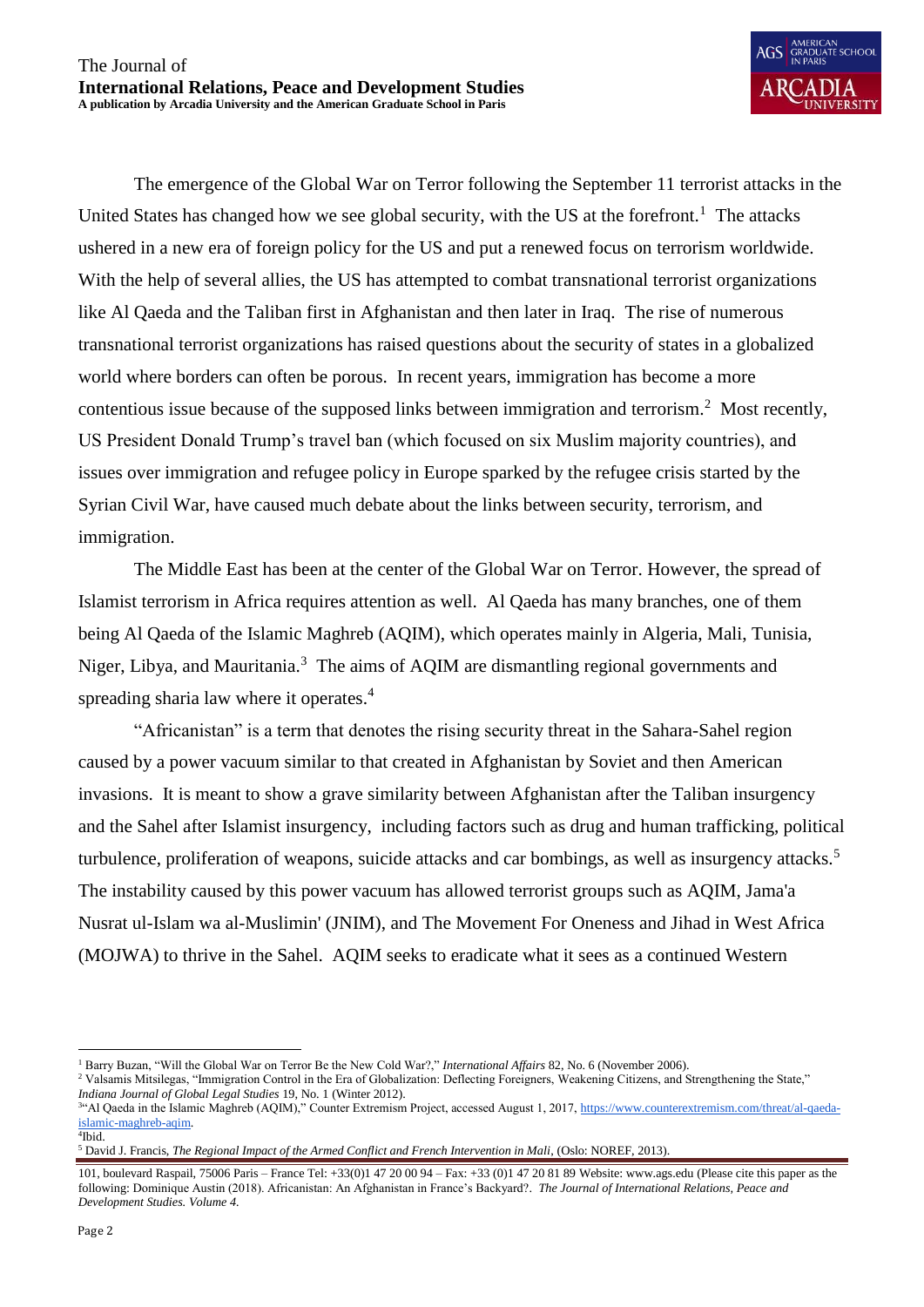The emergence of the Global War on Terror following the September 11 terrorist attacks in the United States has changed how we see global security, with the US at the forefront.[1] The attacks ushered in a new era of foreign policy for the US and put a renewed focus on terrorism worldwide. With the help of several allies, the US has attempted to combat transnational terrorist organizations like Al Qaeda and the Taliban first in Afghanistan and then later in Iraq. The rise of numerous transnational terrorist organizations has raised questions about the security of states in a globalized world where borders can often be porous. In recent years, immigration has become a more contentious issue because of the supposed links between immigration and terrorism.[2] Most recently, US President Donald Trump's travel ban (which focused on six Muslim majority countries), and issues over immigration and refugee policy in Europe sparked by the refugee crisis started by the Syrian Civil War, have caused much debate about the links between security, terrorism, and immigration.

The Middle East has been at the center of the Global War on Terror. However, the spread of Islamist terrorism in Africa requires attention as well. Al Qaeda has many branches, one of them being Al Qaeda of the Islamic Maghreb (AQIM), which operates mainly in Algeria, Mali, Tunisia, Niger, Libya, and Mauritania.[3] The aims of AQIM are dismantling regional governments and spreading sharia law where it operates.[4]

"Africanistan" is a term that denotes the rising security threat in the Sahara-Sahel region caused by a power vacuum similar to that created in Afghanistan by Soviet and then American invasions. It is meant to show a grave similarity between Afghanistan after the Taliban insurgency and the Sahel after Islamist insurgency, including factors such as drug and human trafficking, political turbulence, proliferation of weapons, suicide attacks and car bombings, as well as insurgency attacks.[5] The instability caused by this power vacuum has allowed terrorist groups such as AQIM, Jama'a Nusrat ul-Islam wa al-Muslimin' (JNIM), and The Movement For Oneness and Jihad in West Africa (MOJWA) to thrive in the Sahel. AQIM seeks to eradicate what it sees as a continued Western

---

[1] Barry Buzan, "Will the Global War on Terror Be the New Cold War?," *International Affairs* 82, No. 6 (November 2006).

[2] Valsamis Mitsilegas, "Immigration Control in the Era of Globalization: Deflecting Foreigners, Weakening Citizens, and Strengthening the State," *Indiana Journal of Global Legal Studies* 19, No. 1 (Winter 2012).

[3] "Al Qaeda in the Islamic Maghreb (AQIM)," Counter Extremism Project, accessed August 1, 2017, https://www.counterextremism.com/threat/al-qaeda-islamic-maghreb-aqim.

[4] Ibid.

[5] David J. Francis, *The Regional Impact of the Armed Conflict and French Intervention in Mali*, (Oslo: NOREF, 2013).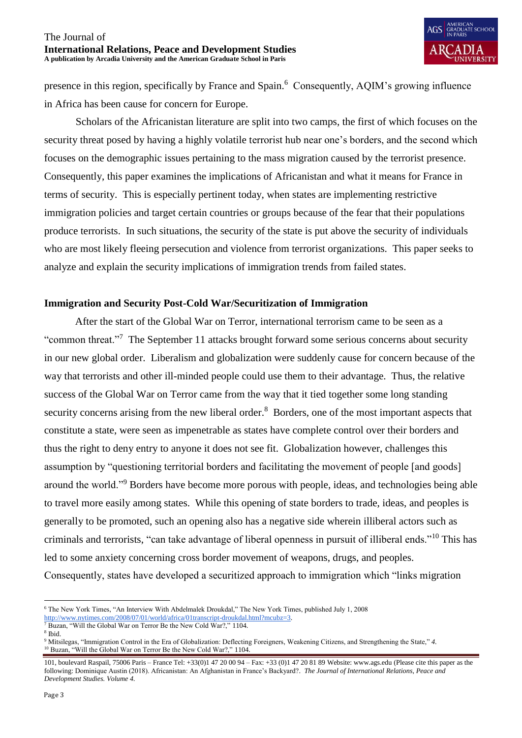presence in this region, specifically by France and Spain.[6] Consequently, AQIM's growing influence in Africa has been cause for concern for Europe.

Scholars of the Africanistan literature are split into two camps, the first of which focuses on the security threat posed by having a highly volatile terrorist hub near one's borders, and the second which focuses on the demographic issues pertaining to the mass migration caused by the terrorist presence. Consequently, this paper examines the implications of Africanistan and what it means for France in terms of security. This is especially pertinent today, when states are implementing restrictive immigration policies and target certain countries or groups because of the fear that their populations produce terrorists. In such situations, the security of the state is put above the security of individuals who are most likely fleeing persecution and violence from terrorist organizations. This paper seeks to analyze and explain the security implications of immigration trends from failed states.

## Immigration and Security Post-Cold War/Securitization of Immigration

After the start of the Global War on Terror, international terrorism came to be seen as a "common threat."[7] The September 11 attacks brought forward some serious concerns about security in our new global order. Liberalism and globalization were suddenly cause for concern because of the way that terrorists and other ill-minded people could use them to their advantage. Thus, the relative success of the Global War on Terror came from the way that it tied together some long standing security concerns arising from the new liberal order.[8] Borders, one of the most important aspects that constitute a state, were seen as impenetrable as states have complete control over their borders and thus the right to deny entry to anyone it does not see fit. Globalization however, challenges this assumption by "questioning territorial borders and facilitating the movement of people [and goods] around the world."[9] Borders have become more porous with people, ideas, and technologies being able to travel more easily among states. While this opening of state borders to trade, ideas, and peoples is generally to be promoted, such an opening also has a negative side wherein illiberal actors such as criminals and terrorists, "can take advantage of liberal openness in pursuit of illiberal ends."[10] This has led to some anxiety concerning cross border movement of weapons, drugs, and peoples. Consequently, states have developed a securitized approach to immigration which "links migration

---

[6] The New York Times, "An Interview With Abdelmalek Droukdal," The New York Times, published July 1, 2008 http://www.nytimes.com/2008/07/01/world/africa/01transcript-droukdal.html?mcubz=3.

[7] Buzan, "Will the Global War on Terror Be the New Cold War?," 1104.

[8] Ibid.

[9] Mitsilegas, "Immigration Control in the Era of Globalization: Deflecting Foreigners, Weakening Citizens, and Strengthening the State," *4*.

[10] Buzan, "Will the Global War on Terror Be the New Cold War?," 1104.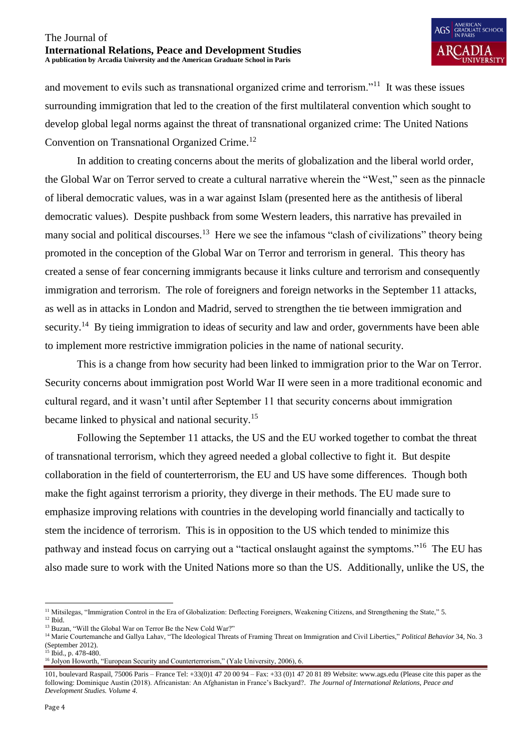and movement to evils such as transnational organized crime and terrorism."[11] It was these issues surrounding immigration that led to the creation of the first multilateral convention which sought to develop global legal norms against the threat of transnational organized crime: The United Nations Convention on Transnational Organized Crime.[12]

In addition to creating concerns about the merits of globalization and the liberal world order, the Global War on Terror served to create a cultural narrative wherein the "West," seen as the pinnacle of liberal democratic values, was in a war against Islam (presented here as the antithesis of liberal democratic values). Despite pushback from some Western leaders, this narrative has prevailed in many social and political discourses.[13] Here we see the infamous "clash of civilizations" theory being promoted in the conception of the Global War on Terror and terrorism in general. This theory has created a sense of fear concerning immigrants because it links culture and terrorism and consequently immigration and terrorism. The role of foreigners and foreign networks in the September 11 attacks, as well as in attacks in London and Madrid, served to strengthen the tie between immigration and security.[14] By tieing immigration to ideas of security and law and order, governments have been able to implement more restrictive immigration policies in the name of national security.

This is a change from how security had been linked to immigration prior to the War on Terror. Security concerns about immigration post World War II were seen in a more traditional economic and cultural regard, and it wasn't until after September 11 that security concerns about immigration became linked to physical and national security.[15]

Following the September 11 attacks, the US and the EU worked together to combat the threat of transnational terrorism, which they agreed needed a global collective to fight it. But despite collaboration in the field of counterterrorism, the EU and US have some differences. Though both make the fight against terrorism a priority, they diverge in their methods. The EU made sure to emphasize improving relations with countries in the developing world financially and tactically to stem the incidence of terrorism. This is in opposition to the US which tended to minimize this pathway and instead focus on carrying out a "tactical onslaught against the symptoms."[16] The EU has also made sure to work with the United Nations more so than the US. Additionally, unlike the US, the

---

[11] Mitsilegas, "Immigration Control in the Era of Globalization: Deflecting Foreigners, Weakening Citizens, and Strengthening the State," 5.

[12] Ibid.

[13] Buzan, "Will the Global War on Terror Be the New Cold War?"

[14] Marie Courtemanche and Gallya Lahav, "The Ideological Threats of Framing Threat on Immigration and Civil Liberties," *Political Behavior* 34, No. 3 (September 2012).

[15] Ibid., p. 478-480.

[16] Jolyon Howorth, "European Security and Counterterrorism," (Yale University, 2006), 6.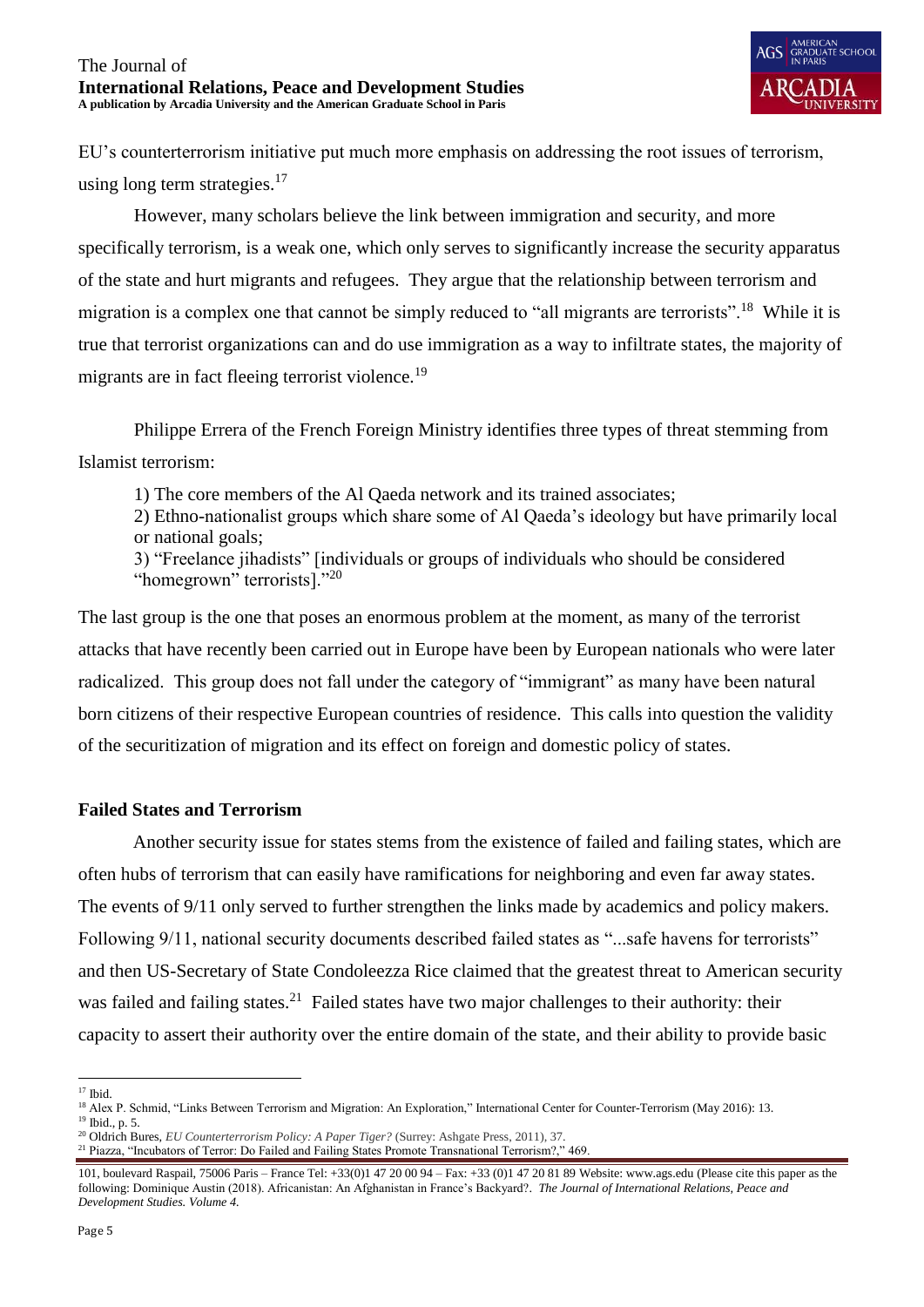EU's counterterrorism initiative put much more emphasis on addressing the root issues of terrorism, using long term strategies.[17]

However, many scholars believe the link between immigration and security, and more specifically terrorism, is a weak one, which only serves to significantly increase the security apparatus of the state and hurt migrants and refugees. They argue that the relationship between terrorism and migration is a complex one that cannot be simply reduced to "all migrants are terrorists".[18] While it is true that terrorist organizations can and do use immigration as a way to infiltrate states, the majority of migrants are in fact fleeing terrorist violence.[19]

Philippe Errera of the French Foreign Ministry identifies three types of threat stemming from Islamist terrorism:

> 1) The core members of the Al Qaeda network and its trained associates;
> 2) Ethno-nationalist groups which share some of Al Qaeda's ideology but have primarily local or national goals;
> 3) "Freelance jihadists" [individuals or groups of individuals who should be considered "homegrown" terrorists]."[20]

The last group is the one that poses an enormous problem at the moment, as many of the terrorist attacks that have recently been carried out in Europe have been by European nationals who were later radicalized. This group does not fall under the category of "immigrant" as many have been natural born citizens of their respective European countries of residence. This calls into question the validity of the securitization of migration and its effect on foreign and domestic policy of states.

## Failed States and Terrorism

Another security issue for states stems from the existence of failed and failing states, which are often hubs of terrorism that can easily have ramifications for neighboring and even far away states. The events of 9/11 only served to further strengthen the links made by academics and policy makers. Following 9/11, national security documents described failed states as "...safe havens for terrorists" and then US-Secretary of State Condoleezza Rice claimed that the greatest threat to American security was failed and failing states.[21] Failed states have two major challenges to their authority: their capacity to assert their authority over the entire domain of the state, and their ability to provide basic

---

[17] Ibid.

[18] Alex P. Schmid, "Links Between Terrorism and Migration: An Exploration," International Center for Counter-Terrorism (May 2016): 13.

[19] Ibid., p. 5.

[20] Oldrich Bures, *EU Counterterrorism Policy: A Paper Tiger?* (Surrey: Ashgate Press, 2011), 37.

[21] Piazza, "Incubators of Terror: Do Failed and Failing States Promote Transnational Terrorism?," 469.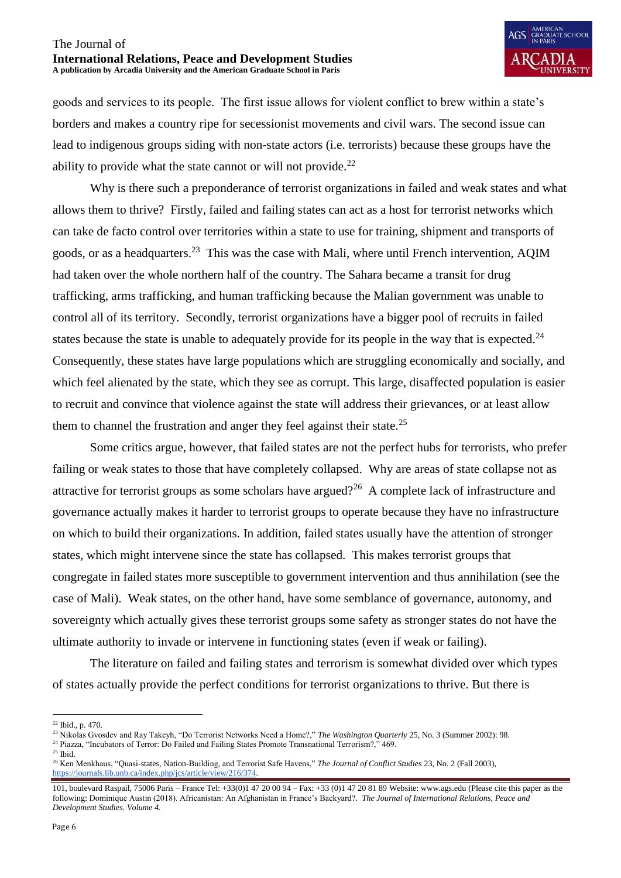goods and services to its people. The first issue allows for violent conflict to brew within a state's borders and makes a country ripe for secessionist movements and civil wars. The second issue can lead to indigenous groups siding with non-state actors (i.e. terrorists) because these groups have the ability to provide what the state cannot or will not provide.[22]

Why is there such a preponderance of terrorist organizations in failed and weak states and what allows them to thrive? Firstly, failed and failing states can act as a host for terrorist networks which can take de facto control over territories within a state to use for training, shipment and transports of goods, or as a headquarters.[23] This was the case with Mali, where until French intervention, AQIM had taken over the whole northern half of the country. The Sahara became a transit for drug trafficking, arms trafficking, and human trafficking because the Malian government was unable to control all of its territory. Secondly, terrorist organizations have a bigger pool of recruits in failed states because the state is unable to adequately provide for its people in the way that is expected.[24] Consequently, these states have large populations which are struggling economically and socially, and which feel alienated by the state, which they see as corrupt. This large, disaffected population is easier to recruit and convince that violence against the state will address their grievances, or at least allow them to channel the frustration and anger they feel against their state.[25]

Some critics argue, however, that failed states are not the perfect hubs for terrorists, who prefer failing or weak states to those that have completely collapsed. Why are areas of state collapse not as attractive for terrorist groups as some scholars have argued?[26] A complete lack of infrastructure and governance actually makes it harder to terrorist groups to operate because they have no infrastructure on which to build their organizations. In addition, failed states usually have the attention of stronger states, which might intervene since the state has collapsed. This makes terrorist groups that congregate in failed states more susceptible to government intervention and thus annihilation (see the case of Mali). Weak states, on the other hand, have some semblance of governance, autonomy, and sovereignty which actually gives these terrorist groups some safety as stronger states do not have the ultimate authority to invade or intervene in functioning states (even if weak or failing).

The literature on failed and failing states and terrorism is somewhat divided over which types of states actually provide the perfect conditions for terrorist organizations to thrive. But there is

---

[22] Ibid., p. 470.

[23] Nikolas Gvosdev and Ray Takeyh, "Do Terrorist Networks Need a Home?," *The Washington Quarterly* 25, No. 3 (Summer 2002): 98.

[24] Piazza, "Incubators of Terror: Do Failed and Failing States Promote Transnational Terrorism?," 469.

[25] Ibid.

[26] Ken Menkhaus, "Quasi-states, Nation-Building, and Terrorist Safe Havens," *The Journal of Conflict Studies* 23, No. 2 (Fall 2003), https://journals.lib.unb.ca/index.php/jcs/article/view/216/374.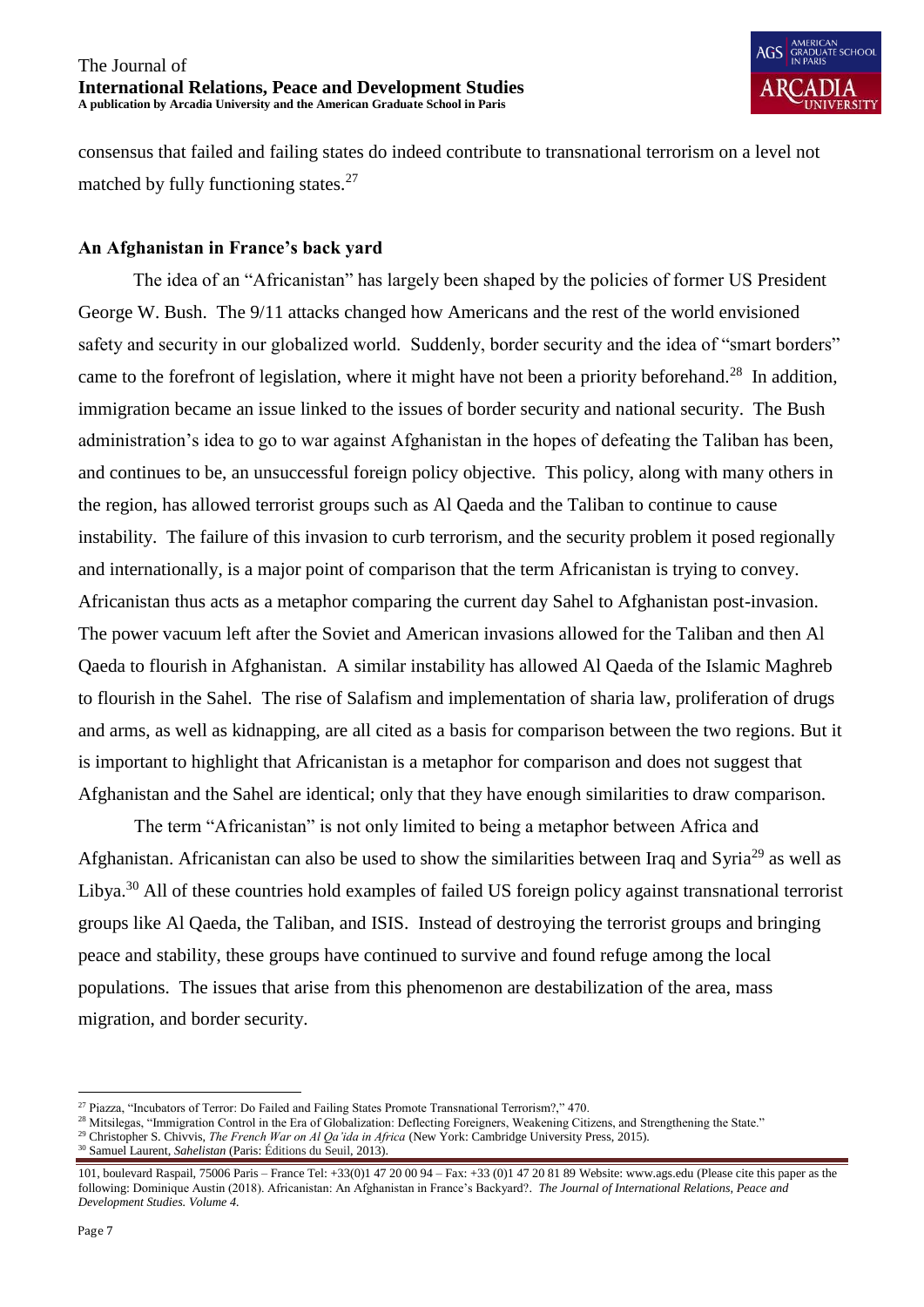consensus that failed and failing states do indeed contribute to transnational terrorism on a level not matched by fully functioning states.[27]

### An Afghanistan in France's back yard

The idea of an "Africanistan" has largely been shaped by the policies of former US President George W. Bush. The 9/11 attacks changed how Americans and the rest of the world envisioned safety and security in our globalized world. Suddenly, border security and the idea of "smart borders" came to the forefront of legislation, where it might have not been a priority beforehand.[28] In addition, immigration became an issue linked to the issues of border security and national security. The Bush administration's idea to go to war against Afghanistan in the hopes of defeating the Taliban has been, and continues to be, an unsuccessful foreign policy objective. This policy, along with many others in the region, has allowed terrorist groups such as Al Qaeda and the Taliban to continue to cause instability. The failure of this invasion to curb terrorism, and the security problem it posed regionally and internationally, is a major point of comparison that the term Africanistan is trying to convey. Africanistan thus acts as a metaphor comparing the current day Sahel to Afghanistan post-invasion. The power vacuum left after the Soviet and American invasions allowed for the Taliban and then Al Qaeda to flourish in Afghanistan. A similar instability has allowed Al Qaeda of the Islamic Maghreb to flourish in the Sahel. The rise of Salafism and implementation of sharia law, proliferation of drugs and arms, as well as kidnapping, are all cited as a basis for comparison between the two regions. But it is important to highlight that Africanistan is a metaphor for comparison and does not suggest that Afghanistan and the Sahel are identical; only that they have enough similarities to draw comparison.

The term "Africanistan" is not only limited to being a metaphor between Africa and Afghanistan. Africanistan can also be used to show the similarities between Iraq and Syria[29] as well as Libya.[30] All of these countries hold examples of failed US foreign policy against transnational terrorist groups like Al Qaeda, the Taliban, and ISIS. Instead of destroying the terrorist groups and bringing peace and stability, these groups have continued to survive and found refuge among the local populations. The issues that arise from this phenomenon are destabilization of the area, mass migration, and border security.

---

[27] Piazza, "Incubators of Terror: Do Failed and Failing States Promote Transnational Terrorism?," 470.

[28] Mitsilegas, "Immigration Control in the Era of Globalization: Deflecting Foreigners, Weakening Citizens, and Strengthening the State."

[29] Christopher S. Chivvis, *The French War on Al Qa'ida in Africa* (New York: Cambridge University Press, 2015).

[30] Samuel Laurent, *Sahelistan* (Paris: Éditions du Seuil, 2013).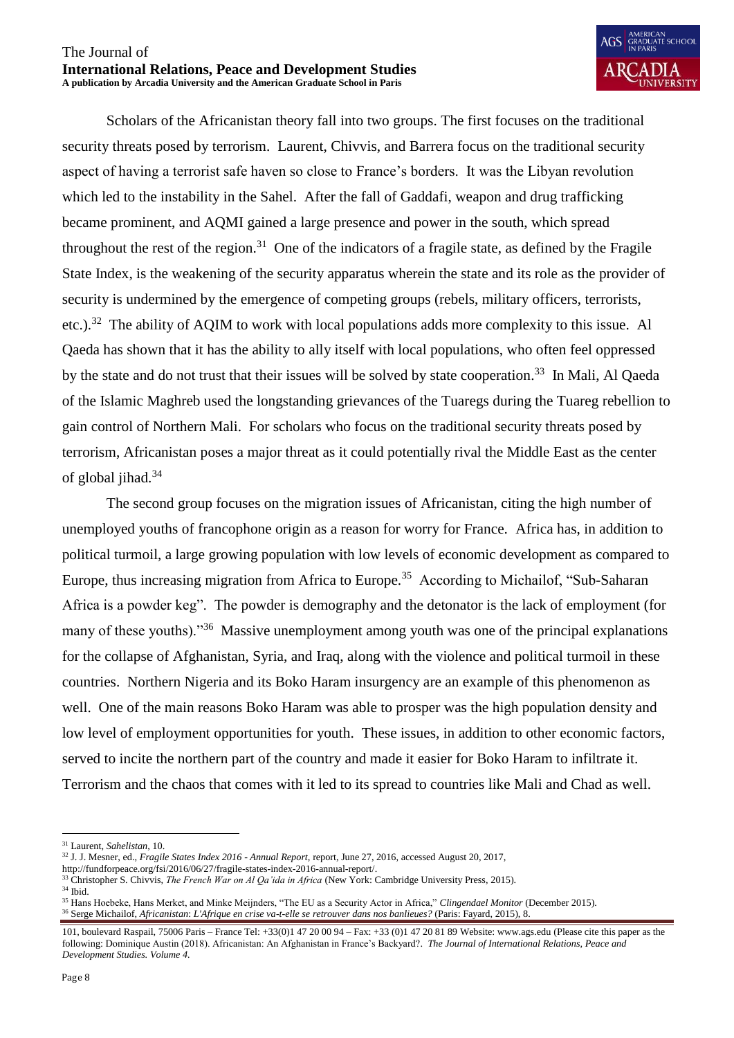Scholars of the Africanistan theory fall into two groups. The first focuses on the traditional security threats posed by terrorism. Laurent, Chivvis, and Barrera focus on the traditional security aspect of having a terrorist safe haven so close to France's borders. It was the Libyan revolution which led to the instability in the Sahel. After the fall of Gaddafi, weapon and drug trafficking became prominent, and AQMI gained a large presence and power in the south, which spread throughout the rest of the region.[31] One of the indicators of a fragile state, as defined by the Fragile State Index, is the weakening of the security apparatus wherein the state and its role as the provider of security is undermined by the emergence of competing groups (rebels, military officers, terrorists, etc.).[32] The ability of AQIM to work with local populations adds more complexity to this issue. Al Qaeda has shown that it has the ability to ally itself with local populations, who often feel oppressed by the state and do not trust that their issues will be solved by state cooperation.[33] In Mali, Al Qaeda of the Islamic Maghreb used the longstanding grievances of the Tuaregs during the Tuareg rebellion to gain control of Northern Mali. For scholars who focus on the traditional security threats posed by terrorism, Africanistan poses a major threat as it could potentially rival the Middle East as the center of global jihad.[34]

The second group focuses on the migration issues of Africanistan, citing the high number of unemployed youths of francophone origin as a reason for worry for France. Africa has, in addition to political turmoil, a large growing population with low levels of economic development as compared to Europe, thus increasing migration from Africa to Europe.[35] According to Michailof, "Sub-Saharan Africa is a powder keg". The powder is demography and the detonator is the lack of employment (for many of these youths)."[36] Massive unemployment among youth was one of the principal explanations for the collapse of Afghanistan, Syria, and Iraq, along with the violence and political turmoil in these countries. Northern Nigeria and its Boko Haram insurgency are an example of this phenomenon as well. One of the main reasons Boko Haram was able to prosper was the high population density and low level of employment opportunities for youth. These issues, in addition to other economic factors, served to incite the northern part of the country and made it easier for Boko Haram to infiltrate it. Terrorism and the chaos that comes with it led to its spread to countries like Mali and Chad as well.

---

[31] Laurent, *Sahelistan*, 10.

[32] J. J. Mesner, ed., *Fragile States Index 2016 - Annual Report*, report, June 27, 2016, accessed August 20, 2017, http://fundforpeace.org/fsi/2016/06/27/fragile-states-index-2016-annual-report/.

[33] Christopher S. Chivvis, *The French War on Al Qa'ida in Africa* (New York: Cambridge University Press, 2015).

[34] Ibid.

[35] Hans Hoebeke, Hans Merket, and Minke Meijnders, "The EU as a Security Actor in Africa," *Clingendael Monitor* (December 2015).

[36] Serge Michailof, *Africanistan*: *L'Afrique en crise va-t-elle se retrouver dans nos banlieues?* (Paris: Fayard, 2015), 8.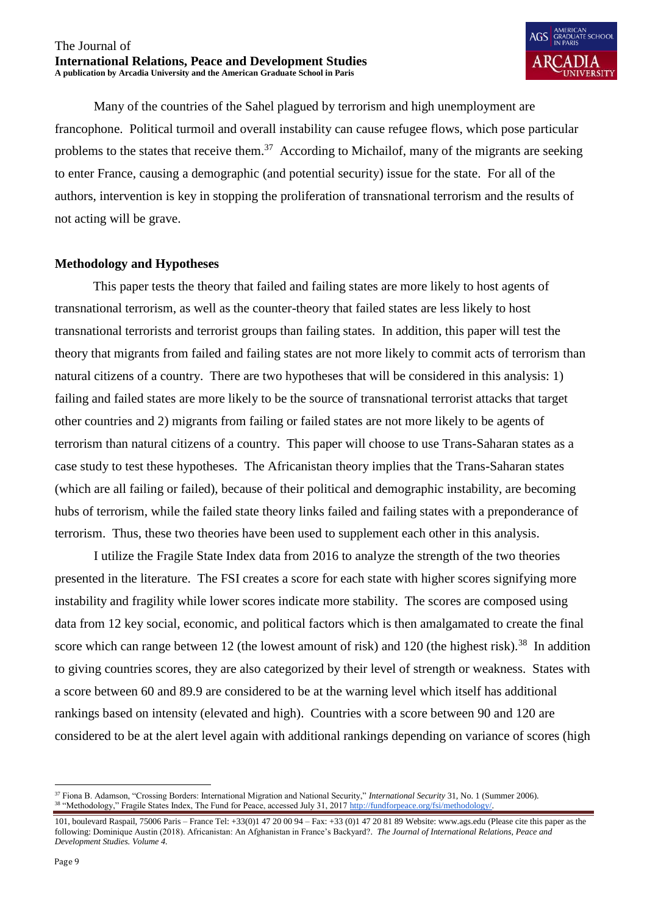Many of the countries of the Sahel plagued by terrorism and high unemployment are francophone. Political turmoil and overall instability can cause refugee flows, which pose particular problems to the states that receive them.[37] According to Michailof, many of the migrants are seeking to enter France, causing a demographic (and potential security) issue for the state. For all of the authors, intervention is key in stopping the proliferation of transnational terrorism and the results of not acting will be grave.

## Methodology and Hypotheses

This paper tests the theory that failed and failing states are more likely to host agents of transnational terrorism, as well as the counter-theory that failed states are less likely to host transnational terrorists and terrorist groups than failing states. In addition, this paper will test the theory that migrants from failed and failing states are not more likely to commit acts of terrorism than natural citizens of a country. There are two hypotheses that will be considered in this analysis: 1) failing and failed states are more likely to be the source of transnational terrorist attacks that target other countries and 2) migrants from failing or failed states are not more likely to be agents of terrorism than natural citizens of a country. This paper will choose to use Trans-Saharan states as a case study to test these hypotheses. The Africanistan theory implies that the Trans-Saharan states (which are all failing or failed), because of their political and demographic instability, are becoming hubs of terrorism, while the failed state theory links failed and failing states with a preponderance of terrorism. Thus, these two theories have been used to supplement each other in this analysis.

I utilize the Fragile State Index data from 2016 to analyze the strength of the two theories presented in the literature. The FSI creates a score for each state with higher scores signifying more instability and fragility while lower scores indicate more stability. The scores are composed using data from 12 key social, economic, and political factors which is then amalgamated to create the final score which can range between 12 (the lowest amount of risk) and 120 (the highest risk).[38] In addition to giving countries scores, they are also categorized by their level of strength or weakness. States with a score between 60 and 89.9 are considered to be at the warning level which itself has additional rankings based on intensity (elevated and high). Countries with a score between 90 and 120 are considered to be at the alert level again with additional rankings depending on variance of scores (high

---

[37] Fiona B. Adamson, "Crossing Borders: International Migration and National Security," *International Security* 31, No. 1 (Summer 2006).

[38] "Methodology," Fragile States Index, The Fund for Peace, accessed July 31, 2017 http://fundforpeace.org/fsi/methodology/.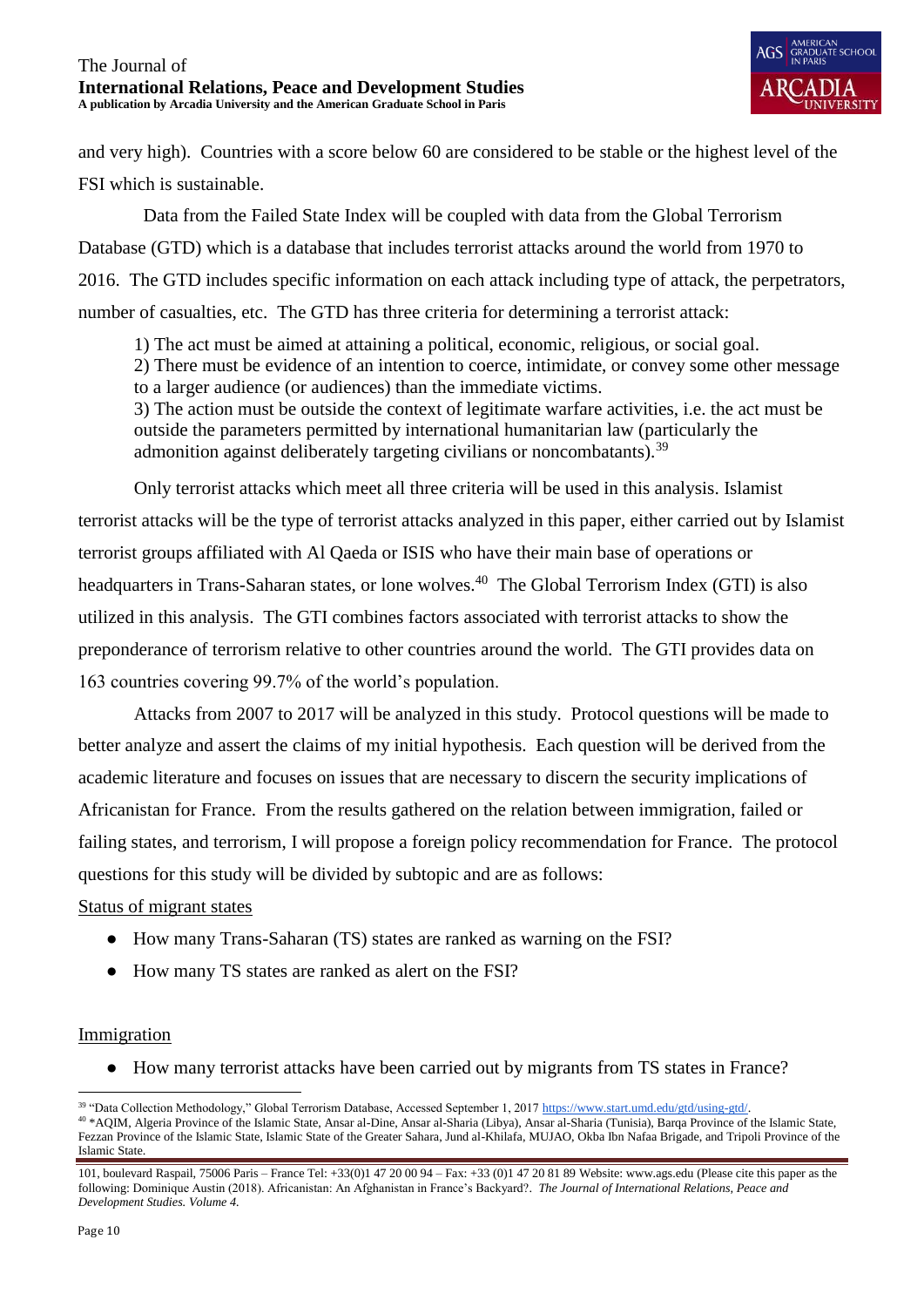and very high). Countries with a score below 60 are considered to be stable or the highest level of the FSI which is sustainable.

Data from the Failed State Index will be coupled with data from the Global Terrorism Database (GTD) which is a database that includes terrorist attacks around the world from 1970 to 2016. The GTD includes specific information on each attack including type of attack, the perpetrators, number of casualties, etc. The GTD has three criteria for determining a terrorist attack:

> 1) The act must be aimed at attaining a political, economic, religious, or social goal.
> 2) There must be evidence of an intention to coerce, intimidate, or convey some other message to a larger audience (or audiences) than the immediate victims.
> 3) The action must be outside the context of legitimate warfare activities, i.e. the act must be outside the parameters permitted by international humanitarian law (particularly the admonition against deliberately targeting civilians or noncombatants).[39]

Only terrorist attacks which meet all three criteria will be used in this analysis. Islamist terrorist attacks will be the type of terrorist attacks analyzed in this paper, either carried out by Islamist terrorist groups affiliated with Al Qaeda or ISIS who have their main base of operations or headquarters in Trans-Saharan states, or lone wolves.[40] The Global Terrorism Index (GTI) is also utilized in this analysis. The GTI combines factors associated with terrorist attacks to show the preponderance of terrorism relative to other countries around the world. The GTI provides data on 163 countries covering 99.7% of the world's population.

Attacks from 2007 to 2017 will be analyzed in this study. Protocol questions will be made to better analyze and assert the claims of my initial hypothesis. Each question will be derived from the academic literature and focuses on issues that are necessary to discern the security implications of Africanistan for France. From the results gathered on the relation between immigration, failed or failing states, and terrorism, I will propose a foreign policy recommendation for France. The protocol questions for this study will be divided by subtopic and are as follows:

<u>Status of migrant states</u>

- How many Trans-Saharan (TS) states are ranked as warning on the FSI?
- How many TS states are ranked as alert on the FSI?

<u>Immigration</u>

- How many terrorist attacks have been carried out by migrants from TS states in France?

---

[39] "Data Collection Methodology," Global Terrorism Database, Accessed September 1, 2017 https://www.start.umd.edu/gtd/using-gtd/.

[40] *AQIM, Algeria Province of the Islamic State, Ansar al-Dine, Ansar al-Sharia (Libya), Ansar al-Sharia (Tunisia), Barqa Province of the Islamic State, Fezzan Province of the Islamic State, Islamic State of the Greater Sahara, Jund al-Khilafa, MUJAO, Okba Ibn Nafaa Brigade, and Tripoli Province of the Islamic State.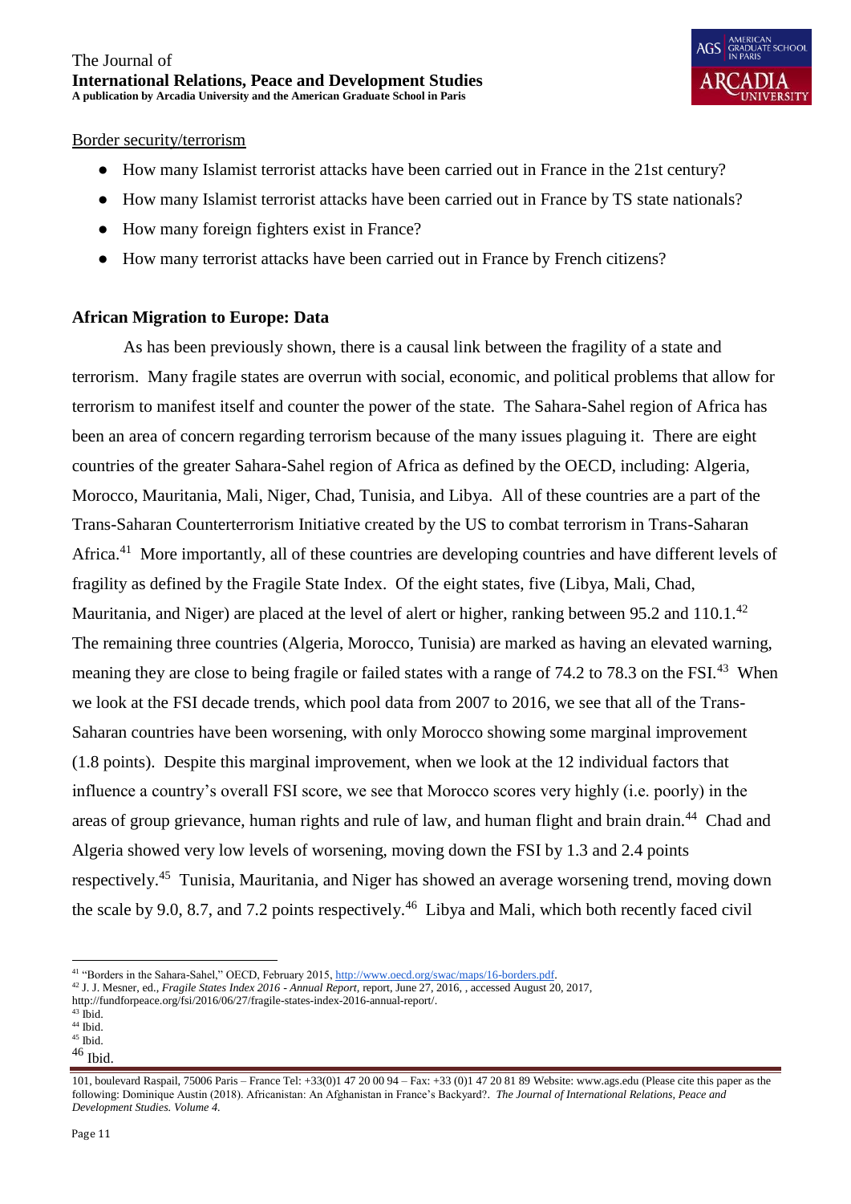Border security/terrorism

- How many Islamist terrorist attacks have been carried out in France in the 21st century?
- How many Islamist terrorist attacks have been carried out in France by TS state nationals?
- How many foreign fighters exist in France?
- How many terrorist attacks have been carried out in France by French citizens?

**African Migration to Europe: Data**

As has been previously shown, there is a causal link between the fragility of a state and terrorism. Many fragile states are overrun with social, economic, and political problems that allow for terrorism to manifest itself and counter the power of the state. The Sahara-Sahel region of Africa has been an area of concern regarding terrorism because of the many issues plaguing it. There are eight countries of the greater Sahara-Sahel region of Africa as defined by the OECD, including: Algeria, Morocco, Mauritania, Mali, Niger, Chad, Tunisia, and Libya. All of these countries are a part of the Trans-Saharan Counterterrorism Initiative created by the US to combat terrorism in Trans-Saharan Africa.[41] More importantly, all of these countries are developing countries and have different levels of fragility as defined by the Fragile State Index. Of the eight states, five (Libya, Mali, Chad, Mauritania, and Niger) are placed at the level of alert or higher, ranking between 95.2 and 110.1.[42] The remaining three countries (Algeria, Morocco, Tunisia) are marked as having an elevated warning, meaning they are close to being fragile or failed states with a range of 74.2 to 78.3 on the FSI.[43] When we look at the FSI decade trends, which pool data from 2007 to 2016, we see that all of the Trans-Saharan countries have been worsening, with only Morocco showing some marginal improvement (1.8 points). Despite this marginal improvement, when we look at the 12 individual factors that influence a country's overall FSI score, we see that Morocco scores very highly (i.e. poorly) in the areas of group grievance, human rights and rule of law, and human flight and brain drain.[44] Chad and Algeria showed very low levels of worsening, moving down the FSI by 1.3 and 2.4 points respectively.[45] Tunisia, Mauritania, and Niger has showed an average worsening trend, moving down the scale by 9.0, 8.7, and 7.2 points respectively.[46] Libya and Mali, which both recently faced civil

[41] "Borders in the Sahara-Sahel," OECD, February 2015, http://www.oecd.org/swac/maps/16-borders.pdf.

[42] J. J. Mesner, ed., *Fragile States Index 2016 - Annual Report*, report, June 27, 2016, , accessed August 20, 2017, http://fundforpeace.org/fsi/2016/06/27/fragile-states-index-2016-annual-report/.

[43] Ibid.

[44] Ibid.

[45] Ibid.

[46] Ibid.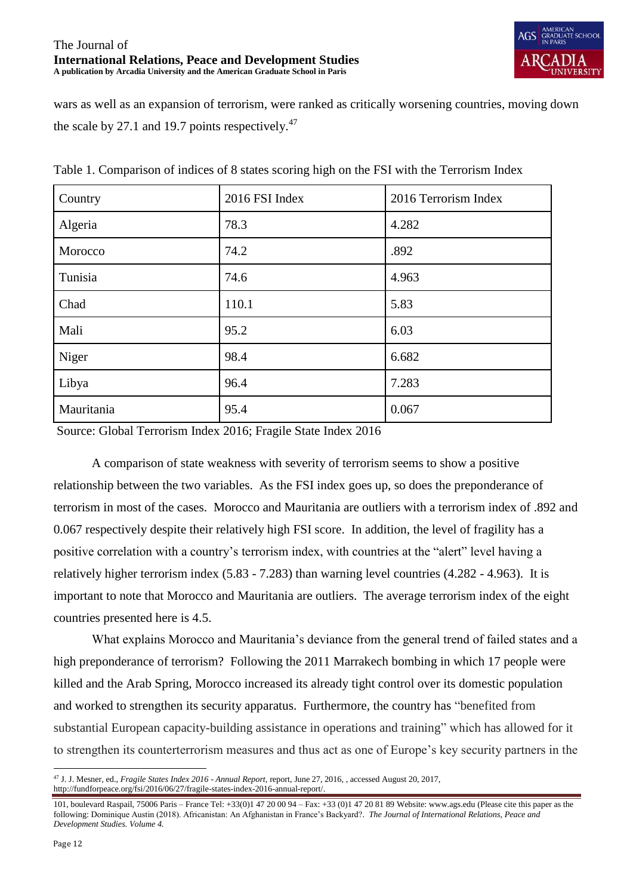wars as well as an expansion of terrorism, were ranked as critically worsening countries, moving down the scale by 27.1 and 19.7 points respectively.[47]

Table 1. Comparison of indices of 8 states scoring high on the FSI with the Terrorism Index

| Country | 2016 FSI Index | 2016 Terrorism Index |
|---|---|---|
| Algeria | 78.3 | 4.282 |
| Morocco | 74.2 | .892 |
| Tunisia | 74.6 | 4.963 |
| Chad | 110.1 | 5.83 |
| Mali | 95.2 | 6.03 |
| Niger | 98.4 | 6.682 |
| Libya | 96.4 | 7.283 |
| Mauritania | 95.4 | 0.067 |

Source: Global Terrorism Index 2016; Fragile State Index 2016

A comparison of state weakness with severity of terrorism seems to show a positive relationship between the two variables. As the FSI index goes up, so does the preponderance of terrorism in most of the cases. Morocco and Mauritania are outliers with a terrorism index of .892 and 0.067 respectively despite their relatively high FSI score. In addition, the level of fragility has a positive correlation with a country's terrorism index, with countries at the "alert" level having a relatively higher terrorism index (5.83 - 7.283) than warning level countries (4.282 - 4.963). It is important to note that Morocco and Mauritania are outliers. The average terrorism index of the eight countries presented here is 4.5.

What explains Morocco and Mauritania's deviance from the general trend of failed states and a high preponderance of terrorism? Following the 2011 Marrakech bombing in which 17 people were killed and the Arab Spring, Morocco increased its already tight control over its domestic population and worked to strengthen its security apparatus. Furthermore, the country has "benefited from substantial European capacity-building assistance in operations and training" which has allowed for it to strengthen its counterterrorism measures and thus act as one of Europe's key security partners in the

[47] J. J. Mesner, ed., *Fragile States Index 2016 - Annual Report,* report, June 27, 2016, , accessed August 20, 2017, http://fundforpeace.org/fsi/2016/06/27/fragile-states-index-2016-annual-report/.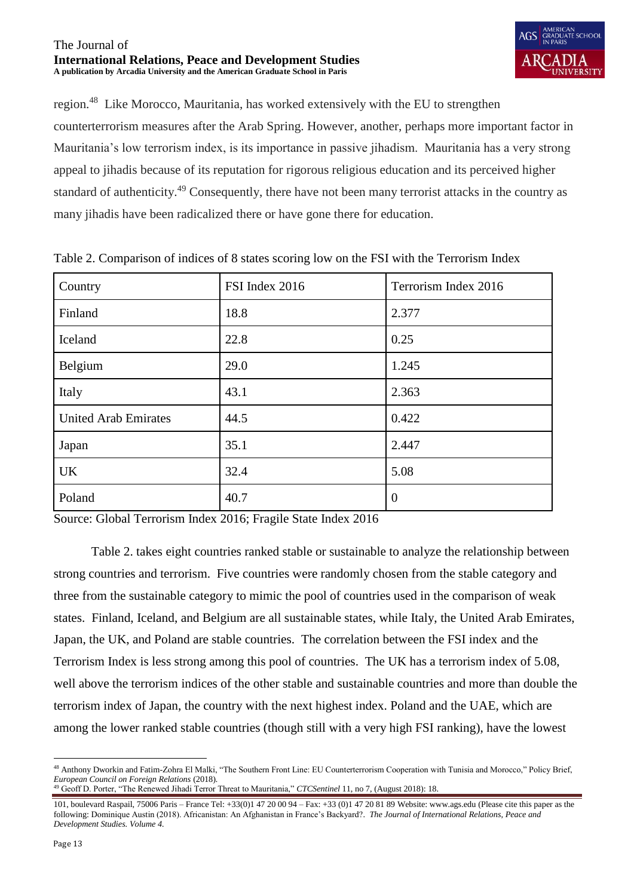region.[48] Like Morocco, Mauritania, has worked extensively with the EU to strengthen counterterrorism measures after the Arab Spring. However, another, perhaps more important factor in Mauritania's low terrorism index, is its importance in passive jihadism. Mauritania has a very strong appeal to jihadis because of its reputation for rigorous religious education and its perceived higher standard of authenticity.[49] Consequently, there have not been many terrorist attacks in the country as many jihadis have been radicalized there or have gone there for education.

Table 2. Comparison of indices of 8 states scoring low on the FSI with the Terrorism Index

| Country | FSI Index 2016 | Terrorism Index 2016 |
|---|---|---|
| Finland | 18.8 | 2.377 |
| Iceland | 22.8 | 0.25 |
| Belgium | 29.0 | 1.245 |
| Italy | 43.1 | 2.363 |
| United Arab Emirates | 44.5 | 0.422 |
| Japan | 35.1 | 2.447 |
| UK | 32.4 | 5.08 |
| Poland | 40.7 | 0 |

Source: Global Terrorism Index 2016; Fragile State Index 2016

Table 2. takes eight countries ranked stable or sustainable to analyze the relationship between strong countries and terrorism. Five countries were randomly chosen from the stable category and three from the sustainable category to mimic the pool of countries used in the comparison of weak states. Finland, Iceland, and Belgium are all sustainable states, while Italy, the United Arab Emirates, Japan, the UK, and Poland are stable countries. The correlation between the FSI index and the Terrorism Index is less strong among this pool of countries. The UK has a terrorism index of 5.08, well above the terrorism indices of the other stable and sustainable countries and more than double the terrorism index of Japan, the country with the next highest index. Poland and the UAE, which are among the lower ranked stable countries (though still with a very high FSI ranking), have the lowest

[48] Anthony Dworkin and Fatim-Zohra El Malki, "The Southern Front Line: EU Counterterrorism Cooperation with Tunisia and Morocco," Policy Brief, *European Council on Foreign Relations* (2018).

[49] Geoff D. Porter, "The Renewed Jihadi Terror Threat to Mauritania," *CTCSentinel* 11, no 7, (August 2018): 18.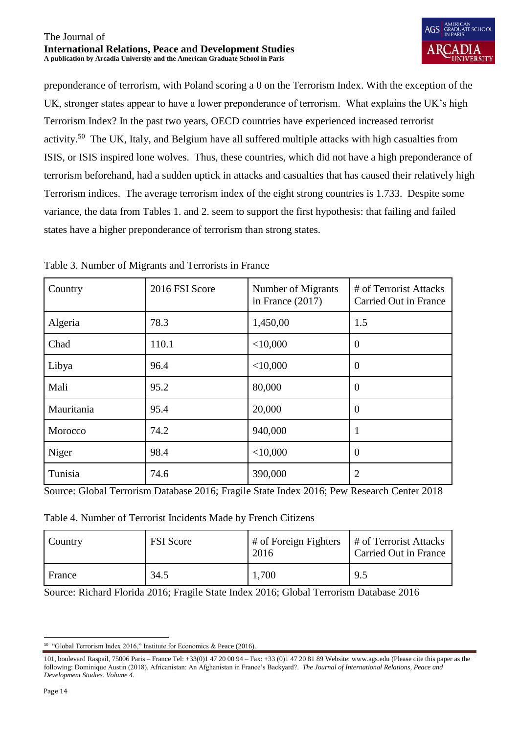preponderance of terrorism, with Poland scoring a 0 on the Terrorism Index. With the exception of the UK, stronger states appear to have a lower preponderance of terrorism. What explains the UK's high Terrorism Index? In the past two years, OECD countries have experienced increased terrorist activity.[50] The UK, Italy, and Belgium have all suffered multiple attacks with high casualties from ISIS, or ISIS inspired lone wolves. Thus, these countries, which did not have a high preponderance of terrorism beforehand, had a sudden uptick in attacks and casualties that has caused their relatively high Terrorism indices. The average terrorism index of the eight strong countries is 1.733. Despite some variance, the data from Tables 1. and 2. seem to support the first hypothesis: that failing and failed states have a higher preponderance of terrorism than strong states.

Table 3. Number of Migrants and Terrorists in France

| Country | 2016 FSI Score | Number of Migrants in France (2017) | # of Terrorist Attacks Carried Out in France |
|---|---|---|---|
| Algeria | 78.3 | 1,450,00 | 1.5 |
| Chad | 110.1 | <10,000 | 0 |
| Libya | 96.4 | <10,000 | 0 |
| Mali | 95.2 | 80,000 | 0 |
| Mauritania | 95.4 | 20,000 | 0 |
| Morocco | 74.2 | 940,000 | 1 |
| Niger | 98.4 | <10,000 | 0 |
| Tunisia | 74.6 | 390,000 | 2 |

Source: Global Terrorism Database 2016; Fragile State Index 2016; Pew Research Center 2018

Table 4. Number of Terrorist Incidents Made by French Citizens

| Country | FSI Score | # of Foreign Fighters 2016 | # of Terrorist Attacks Carried Out in France |
|---|---|---|---|
| France | 34.5 | 1,700 | 9.5 |

Source: Richard Florida 2016; Fragile State Index 2016; Global Terrorism Database 2016

[50] "Global Terrorism Index 2016," Institute for Economics & Peace (2016).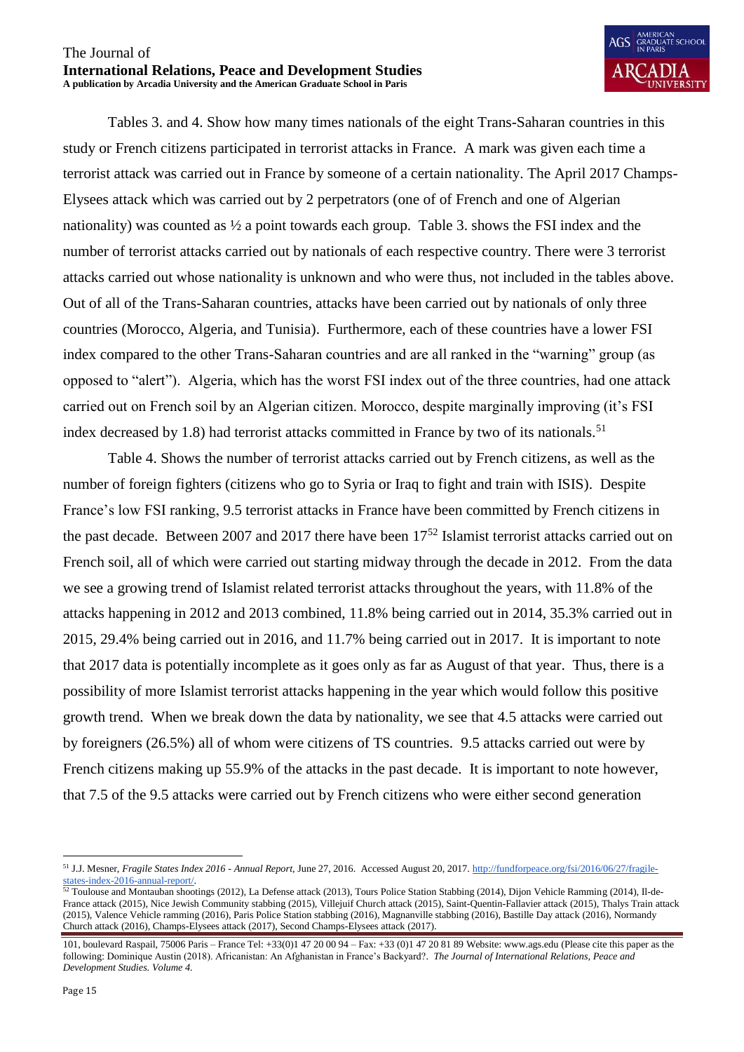Tables 3. and 4. Show how many times nationals of the eight Trans-Saharan countries in this study or French citizens participated in terrorist attacks in France. A mark was given each time a terrorist attack was carried out in France by someone of a certain nationality. The April 2017 Champs-Elysees attack which was carried out by 2 perpetrators (one of of French and one of Algerian nationality) was counted as ½ a point towards each group. Table 3. shows the FSI index and the number of terrorist attacks carried out by nationals of each respective country. There were 3 terrorist attacks carried out whose nationality is unknown and who were thus, not included in the tables above. Out of all of the Trans-Saharan countries, attacks have been carried out by nationals of only three countries (Morocco, Algeria, and Tunisia). Furthermore, each of these countries have a lower FSI index compared to the other Trans-Saharan countries and are all ranked in the "warning" group (as opposed to "alert"). Algeria, which has the worst FSI index out of the three countries, had one attack carried out on French soil by an Algerian citizen. Morocco, despite marginally improving (it's FSI index decreased by 1.8) had terrorist attacks committed in France by two of its nationals.[51]

Table 4. Shows the number of terrorist attacks carried out by French citizens, as well as the number of foreign fighters (citizens who go to Syria or Iraq to fight and train with ISIS). Despite France's low FSI ranking, 9.5 terrorist attacks in France have been committed by French citizens in the past decade. Between 2007 and 2017 there have been 17[52] Islamist terrorist attacks carried out on French soil, all of which were carried out starting midway through the decade in 2012. From the data we see a growing trend of Islamist related terrorist attacks throughout the years, with 11.8% of the attacks happening in 2012 and 2013 combined, 11.8% being carried out in 2014, 35.3% carried out in 2015, 29.4% being carried out in 2016, and 11.7% being carried out in 2017. It is important to note that 2017 data is potentially incomplete as it goes only as far as August of that year. Thus, there is a possibility of more Islamist terrorist attacks happening in the year which would follow this positive growth trend. When we break down the data by nationality, we see that 4.5 attacks were carried out by foreigners (26.5%) all of whom were citizens of TS countries. 9.5 attacks carried out were by French citizens making up 55.9% of the attacks in the past decade. It is important to note however, that 7.5 of the 9.5 attacks were carried out by French citizens who were either second generation

---

[51] J.J. Mesner, *Fragile States Index 2016 - Annual Report*, June 27, 2016. Accessed August 20, 2017. http://fundforpeace.org/fsi/2016/06/27/fragile-states-index-2016-annual-report/.

[52] Toulouse and Montauban shootings (2012), La Defense attack (2013), Tours Police Station Stabbing (2014), Dijon Vehicle Ramming (2014), Il-de-France attack (2015), Nice Jewish Community stabbing (2015), Villejuif Church attack (2015), Saint-Quentin-Fallavier attack (2015), Thalys Train attack (2015), Valence Vehicle ramming (2016), Paris Police Station stabbing (2016), Magnanville stabbing (2016), Bastille Day attack (2016), Normandy Church attack (2016), Champs-Elysees attack (2017), Second Champs-Elysees attack (2017).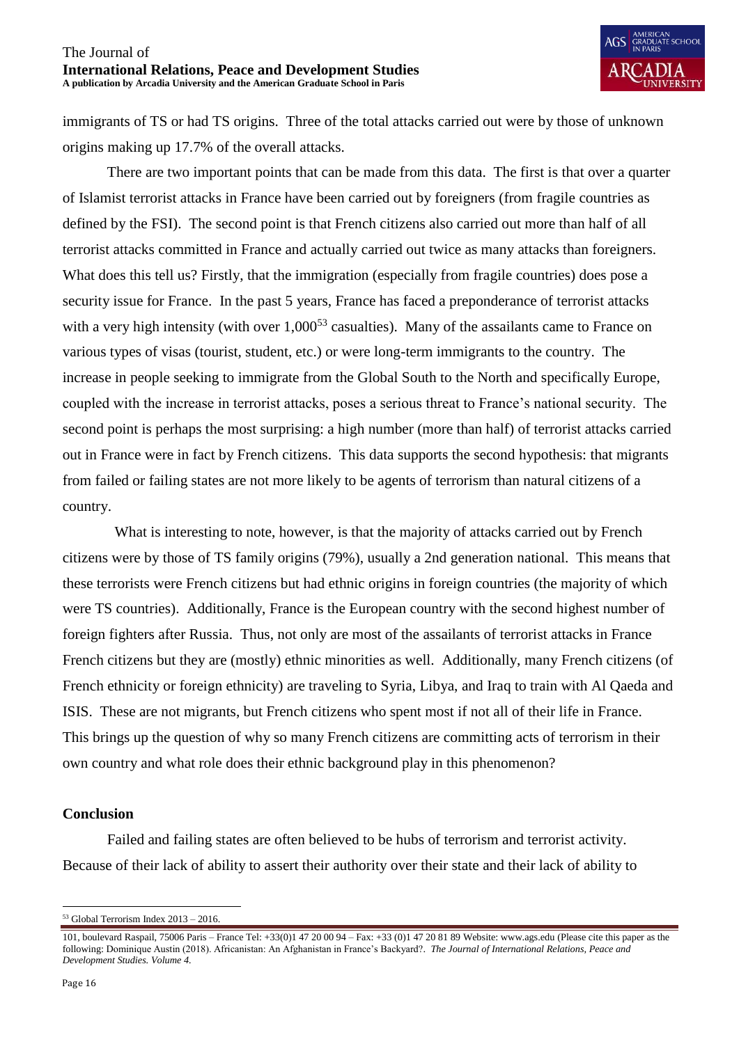immigrants of TS or had TS origins. Three of the total attacks carried out were by those of unknown origins making up 17.7% of the overall attacks.

There are two important points that can be made from this data. The first is that over a quarter of Islamist terrorist attacks in France have been carried out by foreigners (from fragile countries as defined by the FSI). The second point is that French citizens also carried out more than half of all terrorist attacks committed in France and actually carried out twice as many attacks than foreigners. What does this tell us? Firstly, that the immigration (especially from fragile countries) does pose a security issue for France. In the past 5 years, France has faced a preponderance of terrorist attacks with a very high intensity (with over 1,000[53] casualties). Many of the assailants came to France on various types of visas (tourist, student, etc.) or were long-term immigrants to the country. The increase in people seeking to immigrate from the Global South to the North and specifically Europe, coupled with the increase in terrorist attacks, poses a serious threat to France's national security. The second point is perhaps the most surprising: a high number (more than half) of terrorist attacks carried out in France were in fact by French citizens. This data supports the second hypothesis: that migrants from failed or failing states are not more likely to be agents of terrorism than natural citizens of a country.

What is interesting to note, however, is that the majority of attacks carried out by French citizens were by those of TS family origins (79%), usually a 2nd generation national. This means that these terrorists were French citizens but had ethnic origins in foreign countries (the majority of which were TS countries). Additionally, France is the European country with the second highest number of foreign fighters after Russia. Thus, not only are most of the assailants of terrorist attacks in France French citizens but they are (mostly) ethnic minorities as well. Additionally, many French citizens (of French ethnicity or foreign ethnicity) are traveling to Syria, Libya, and Iraq to train with Al Qaeda and ISIS. These are not migrants, but French citizens who spent most if not all of their life in France. This brings up the question of why so many French citizens are committing acts of terrorism in their own country and what role does their ethnic background play in this phenomenon?

## Conclusion

Failed and failing states are often believed to be hubs of terrorism and terrorist activity. Because of their lack of ability to assert their authority over their state and their lack of ability to

---

[53] Global Terrorism Index 2013 – 2016.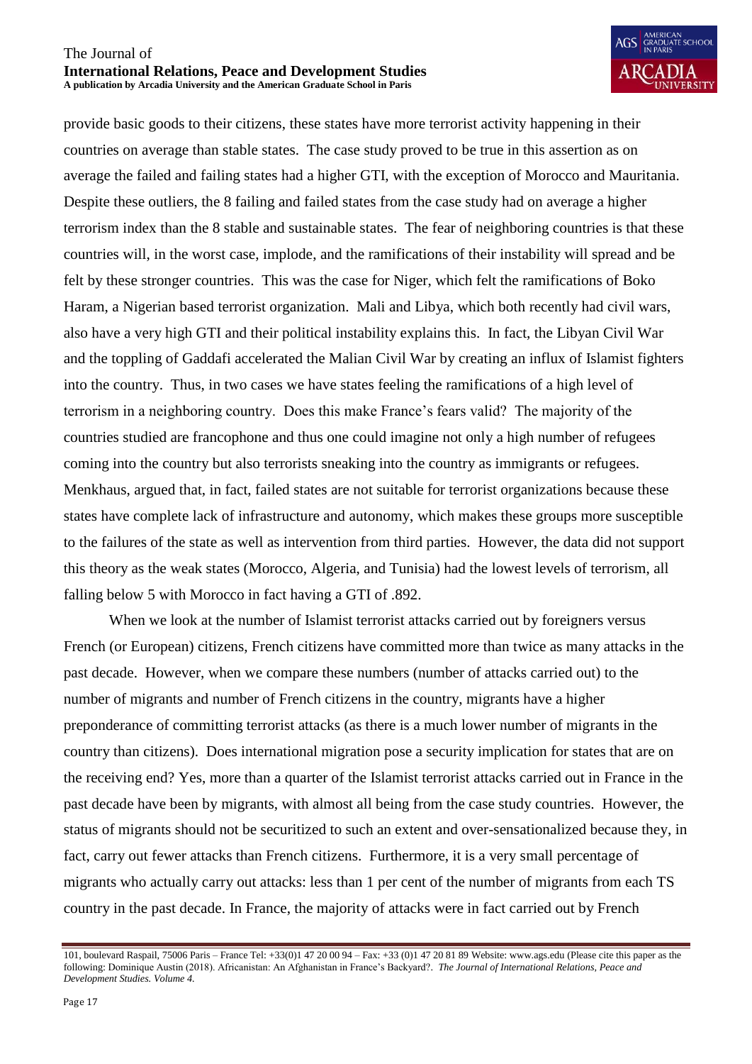provide basic goods to their citizens, these states have more terrorist activity happening in their countries on average than stable states. The case study proved to be true in this assertion as on average the failed and failing states had a higher GTI, with the exception of Morocco and Mauritania. Despite these outliers, the 8 failing and failed states from the case study had on average a higher terrorism index than the 8 stable and sustainable states. The fear of neighboring countries is that these countries will, in the worst case, implode, and the ramifications of their instability will spread and be felt by these stronger countries. This was the case for Niger, which felt the ramifications of Boko Haram, a Nigerian based terrorist organization. Mali and Libya, which both recently had civil wars, also have a very high GTI and their political instability explains this. In fact, the Libyan Civil War and the toppling of Gaddafi accelerated the Malian Civil War by creating an influx of Islamist fighters into the country. Thus, in two cases we have states feeling the ramifications of a high level of terrorism in a neighboring country. Does this make France's fears valid? The majority of the countries studied are francophone and thus one could imagine not only a high number of refugees coming into the country but also terrorists sneaking into the country as immigrants or refugees. Menkhaus, argued that, in fact, failed states are not suitable for terrorist organizations because these states have complete lack of infrastructure and autonomy, which makes these groups more susceptible to the failures of the state as well as intervention from third parties. However, the data did not support this theory as the weak states (Morocco, Algeria, and Tunisia) had the lowest levels of terrorism, all falling below 5 with Morocco in fact having a GTI of .892.

When we look at the number of Islamist terrorist attacks carried out by foreigners versus French (or European) citizens, French citizens have committed more than twice as many attacks in the past decade. However, when we compare these numbers (number of attacks carried out) to the number of migrants and number of French citizens in the country, migrants have a higher preponderance of committing terrorist attacks (as there is a much lower number of migrants in the country than citizens). Does international migration pose a security implication for states that are on the receiving end? Yes, more than a quarter of the Islamist terrorist attacks carried out in France in the past decade have been by migrants, with almost all being from the case study countries. However, the status of migrants should not be securitized to such an extent and over-sensationalized because they, in fact, carry out fewer attacks than French citizens. Furthermore, it is a very small percentage of migrants who actually carry out attacks: less than 1 per cent of the number of migrants from each TS country in the past decade. In France, the majority of attacks were in fact carried out by French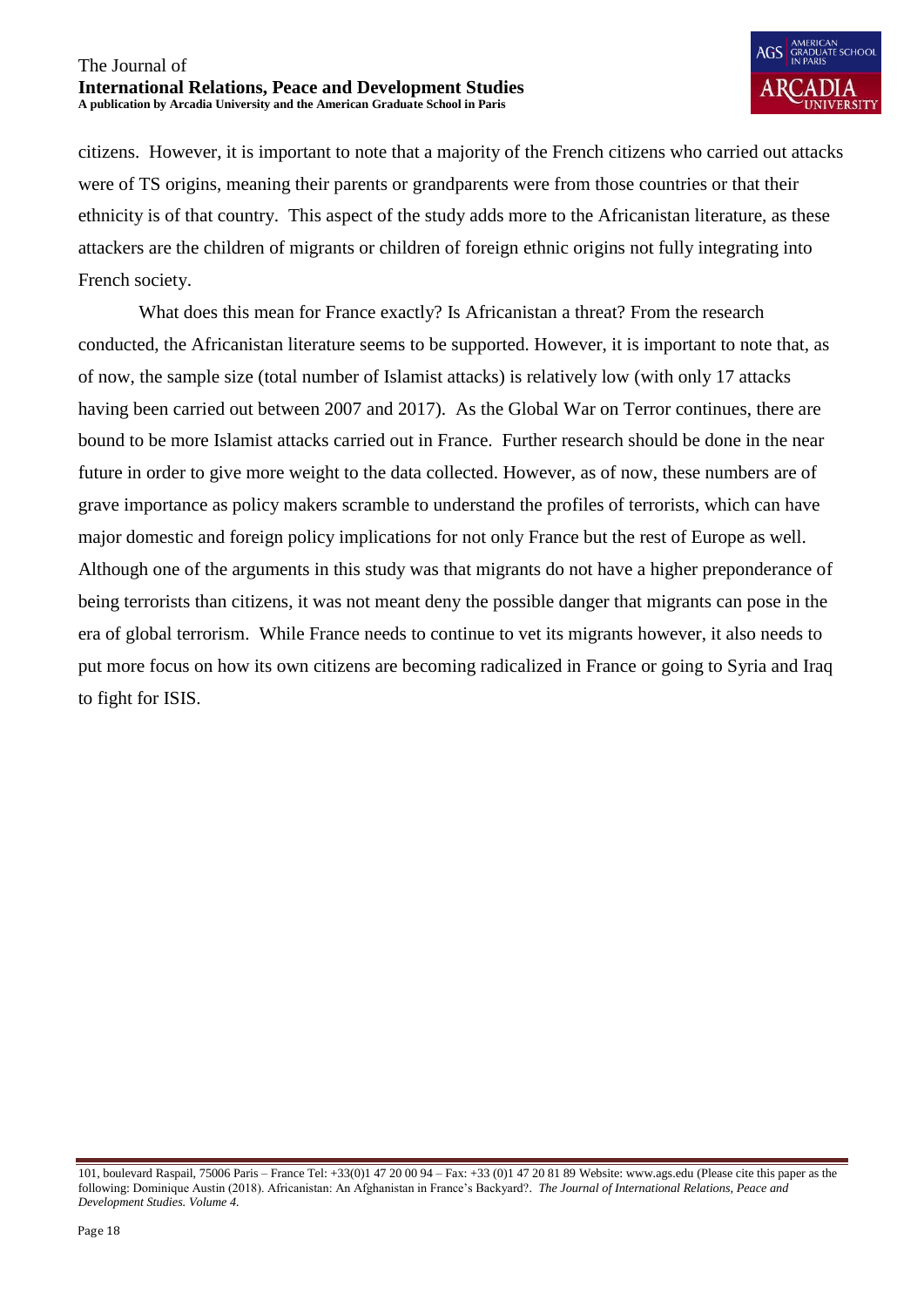citizens. However, it is important to note that a majority of the French citizens who carried out attacks were of TS origins, meaning their parents or grandparents were from those countries or that their ethnicity is of that country. This aspect of the study adds more to the Africanistan literature, as these attackers are the children of migrants or children of foreign ethnic origins not fully integrating into French society.

What does this mean for France exactly? Is Africanistan a threat? From the research conducted, the Africanistan literature seems to be supported. However, it is important to note that, as of now, the sample size (total number of Islamist attacks) is relatively low (with only 17 attacks having been carried out between 2007 and 2017). As the Global War on Terror continues, there are bound to be more Islamist attacks carried out in France. Further research should be done in the near future in order to give more weight to the data collected. However, as of now, these numbers are of grave importance as policy makers scramble to understand the profiles of terrorists, which can have major domestic and foreign policy implications for not only France but the rest of Europe as well. Although one of the arguments in this study was that migrants do not have a higher preponderance of being terrorists than citizens, it was not meant deny the possible danger that migrants can pose in the era of global terrorism. While France needs to continue to vet its migrants however, it also needs to put more focus on how its own citizens are becoming radicalized in France or going to Syria and Iraq to fight for ISIS.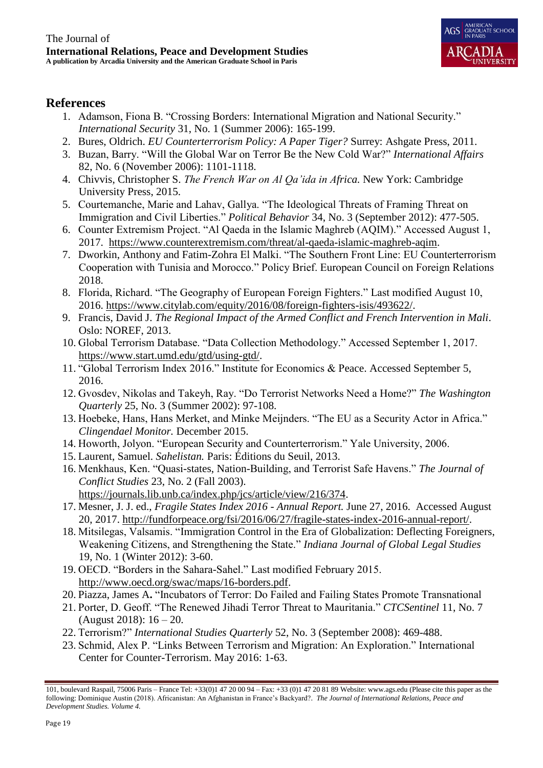## References

1. Adamson, Fiona B. "Crossing Borders: International Migration and National Security." *International Security* 31, No. 1 (Summer 2006): 165-199.
2. Bures, Oldrich. *EU Counterterrorism Policy: A Paper Tiger?* Surrey: Ashgate Press, 2011.
3. Buzan, Barry. "Will the Global War on Terror Be the New Cold War?" *International Affairs* 82, No. 6 (November 2006): 1101-1118.
4. Chivvis, Christopher S. *The French War on Al Qa'ida in Africa.* New York: Cambridge University Press, 2015.
5. Courtemanche, Marie and Lahav, Gallya. "The Ideological Threats of Framing Threat on Immigration and Civil Liberties." *Political Behavior* 34, No. 3 (September 2012): 477-505.
6. Counter Extremism Project. "Al Qaeda in the Islamic Maghreb (AQIM)." Accessed August 1, 2017. https://www.counterextremism.com/threat/al-qaeda-islamic-maghreb-aqim.
7. Dworkin, Anthony and Fatim-Zohra El Malki. "The Southern Front Line: EU Counterterrorism Cooperation with Tunisia and Morocco." Policy Brief. European Council on Foreign Relations 2018.
8. Florida, Richard. "The Geography of European Foreign Fighters." Last modified August 10, 2016. https://www.citylab.com/equity/2016/08/foreign-fighters-isis/493622/.
9. Francis, David J. *The Regional Impact of the Armed Conflict and French Intervention in Mali*. Oslo: NOREF, 2013.
10. Global Terrorism Database. "Data Collection Methodology." Accessed September 1, 2017. https://www.start.umd.edu/gtd/using-gtd/.
11. "Global Terrorism Index 2016." Institute for Economics & Peace. Accessed September 5, 2016.
12. Gvosdev, Nikolas and Takeyh, Ray. "Do Terrorist Networks Need a Home?" *The Washington Quarterly* 25, No. 3 (Summer 2002): 97-108.
13. Hoebeke, Hans, Hans Merket, and Minke Meijnders. "The EU as a Security Actor in Africa." *Clingendael Monitor.* December 2015.
14. Howorth, Jolyon. "European Security and Counterterrorism." Yale University, 2006.
15. Laurent, Samuel. *Sahelistan.* Paris: Éditions du Seuil, 2013.
16. Menkhaus, Ken. "Quasi-states, Nation-Building, and Terrorist Safe Havens." *The Journal of Conflict Studies* 23, No. 2 (Fall 2003). https://journals.lib.unb.ca/index.php/jcs/article/view/216/374.
17. Mesner, J. J. ed., *Fragile States Index 2016 - Annual Report.* June 27, 2016. Accessed August 20, 2017. http://fundforpeace.org/fsi/2016/06/27/fragile-states-index-2016-annual-report/.
18. Mitsilegas, Valsamis. "Immigration Control in the Era of Globalization: Deflecting Foreigners, Weakening Citizens, and Strengthening the State." *Indiana Journal of Global Legal Studies* 19, No. 1 (Winter 2012): 3-60.
19. OECD. "Borders in the Sahara-Sahel." Last modified February 2015. http://www.oecd.org/swac/maps/16-borders.pdf.
20. Piazza, James A**.** "Incubators of Terror: Do Failed and Failing States Promote Transnational
21. Porter, D. Geoff. "The Renewed Jihadi Terror Threat to Mauritania." *CTCSentinel* 11, No. 7 (August 2018): 16 – 20.
22. Terrorism?" *International Studies Quarterly* 52, No. 3 (September 2008): 469-488.
23. Schmid, Alex P. "Links Between Terrorism and Migration: An Exploration." International Center for Counter-Terrorism. May 2016: 1-63.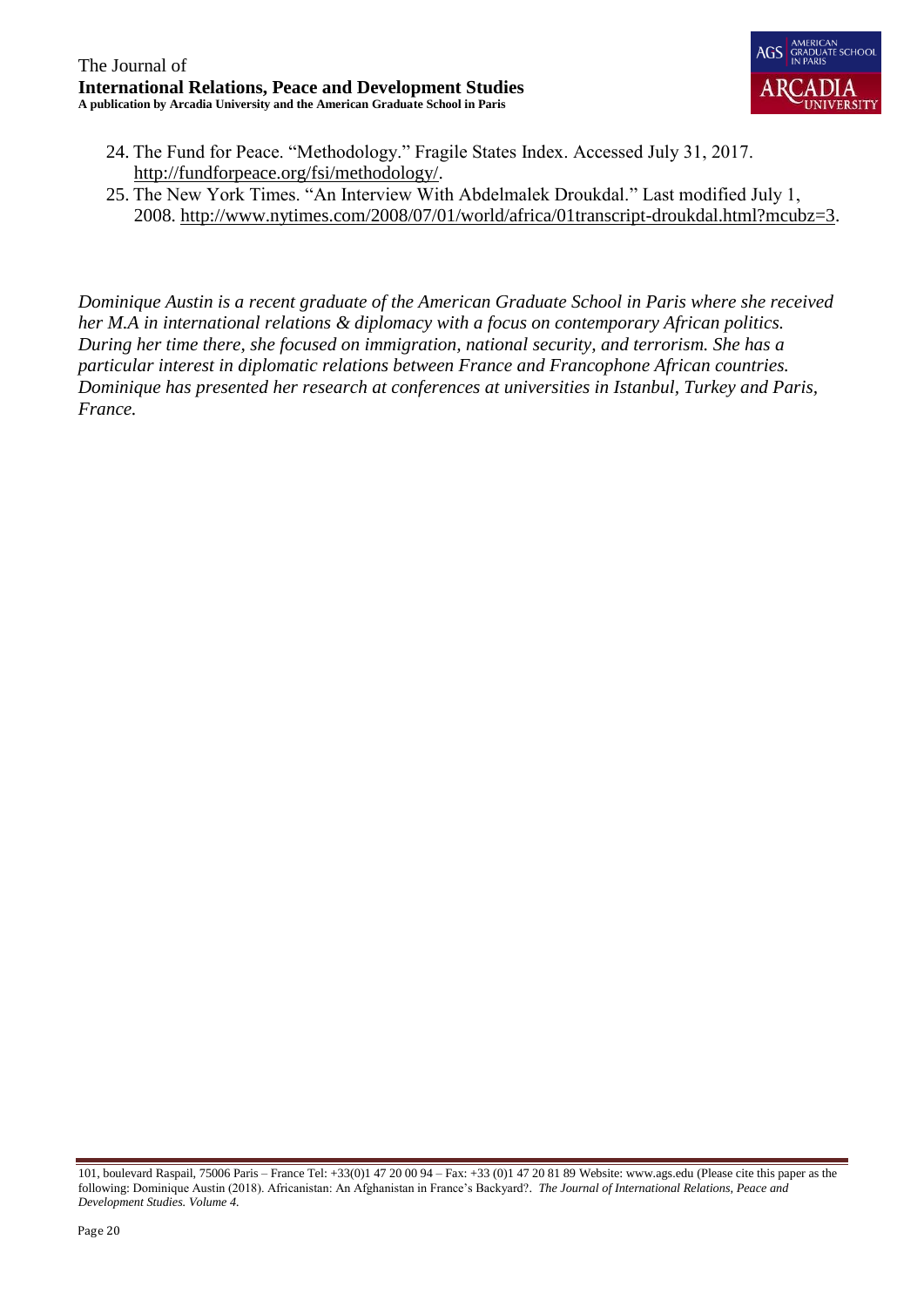24. The Fund for Peace. "Methodology." Fragile States Index. Accessed July 31, 2017. http://fundforpeace.org/fsi/methodology/.
25. The New York Times. "An Interview With Abdelmalek Droukdal." Last modified July 1, 2008. http://www.nytimes.com/2008/07/01/world/africa/01transcript-droukdal.html?mcubz=3.

*Dominique Austin is a recent graduate of the American Graduate School in Paris where she received her M.A in international relations & diplomacy with a focus on contemporary African politics. During her time there, she focused on immigration, national security, and terrorism. She has a particular interest in diplomatic relations between France and Francophone African countries. Dominique has presented her research at conferences at universities in Istanbul, Turkey and Paris, France.*